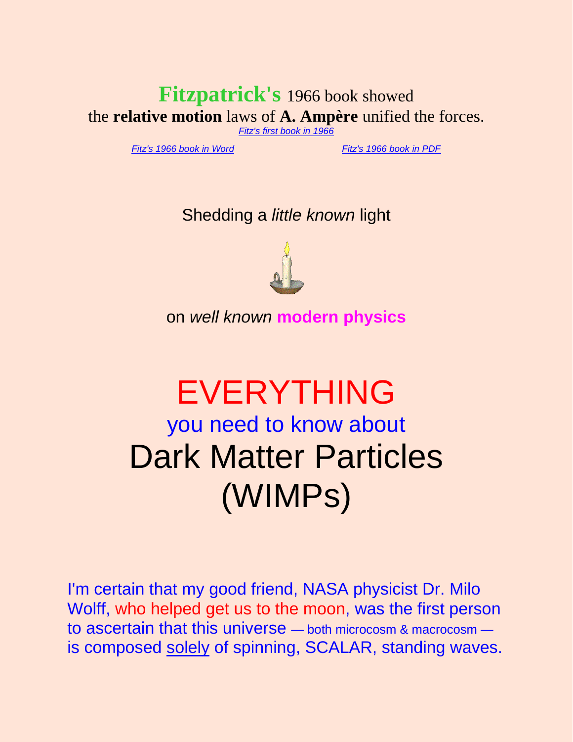**Fitzpatrick's** 1966 book showed
the **relative motion** laws of **A. Ampère** unified the forces.

*Fitz's first book in 1966*

*Fitz's 1966 book in Word*

*Fitz's 1966 book in PDF*

Shedding a *little known* light

on *well known* **modern physics**

# EVERYTHING

## you need to know about

# Dark Matter Particles (WIMPs)

I'm certain that my good friend, NASA physicist Dr. Milo Wolff, who helped get us to the moon, was the first person to ascertain that this universe — both microcosm & macrocosm — is composed solely of spinning, SCALAR, standing waves.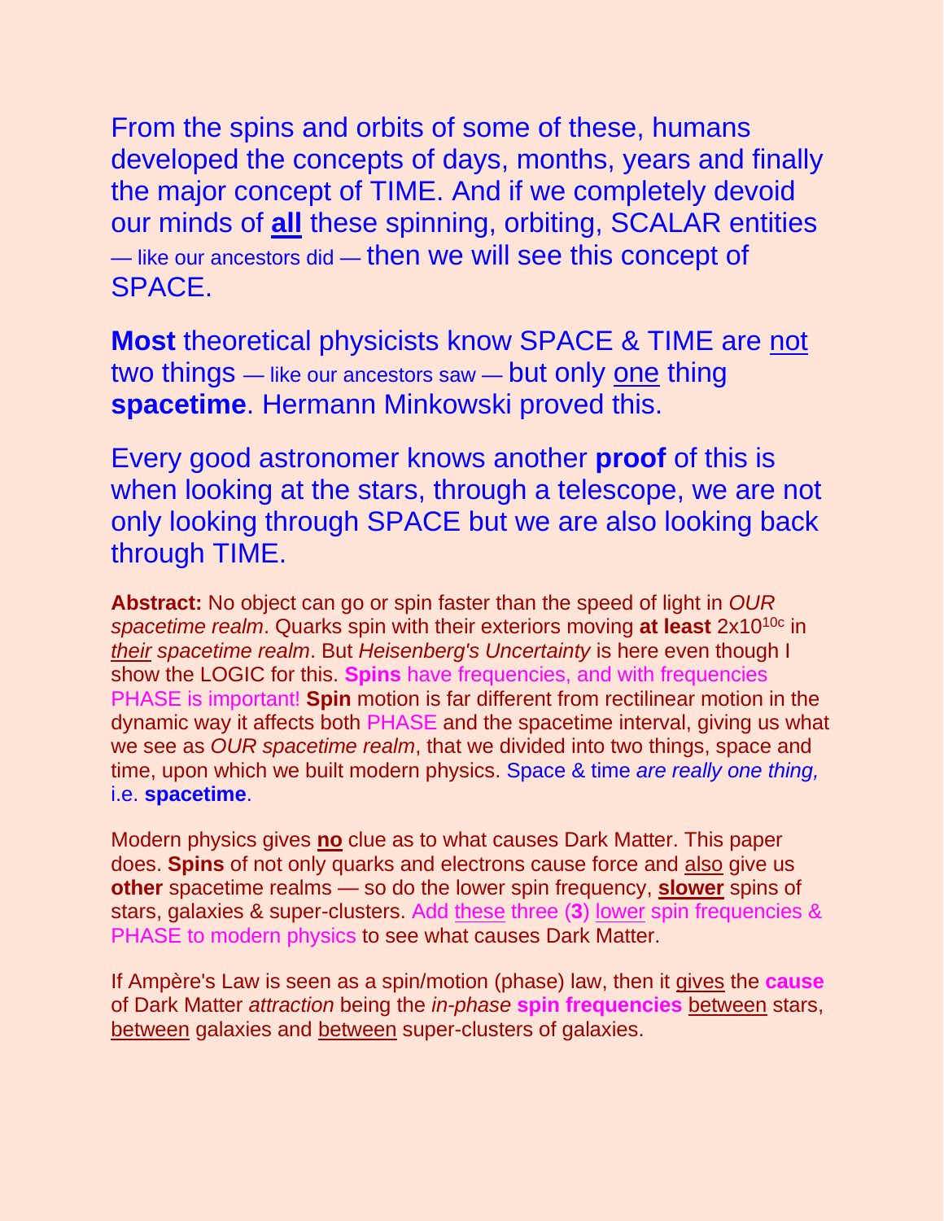From the spins and orbits of some of these, humans developed the concepts of days, months, years and finally the major concept of TIME. And if we completely devoid our minds of **<u>all</u>** these spinning, orbiting, SCALAR entities — like our ancestors did — then we will see this concept of SPACE.

**Most** theoretical physicists know SPACE & TIME are <u>not</u> two things — like our ancestors saw — but only <u>one</u> thing **spacetime**. Hermann Minkowski proved this.

Every good astronomer knows another **proof** of this is when looking at the stars, through a telescope, we are not only looking through SPACE but we are also looking back through TIME.

**Abstract:** No object can go or spin faster than the speed of light in *OUR spacetime realm*. Quarks spin with their exteriors moving **at least** $2x10^{10c}$ in *<u>their</u> spacetime realm*. But *Heisenberg's Uncertainty* is here even though I show the LOGIC for this. **Spins** have frequencies, and with frequencies PHASE is important! **Spin** motion is far different from rectilinear motion in the dynamic way it affects both PHASE and the spacetime interval, giving us what we see as *OUR spacetime realm*, that we divided into two things, space and time, upon which we built modern physics. Space & time *are really one thing,* i.e. **spacetime**.

Modern physics gives **<u>no</u>** clue as to what causes Dark Matter. This paper does. **Spins** of not only quarks and electrons cause force and <u>also</u> give us **other** spacetime realms — so do the lower spin frequency, **<u>slower</u>** spins of stars, galaxies & super-clusters. Add <u>these</u> three (**3**) <u>lower</u> spin frequencies & PHASE to modern physics to see what causes Dark Matter.

If Ampère's Law is seen as a spin/motion (phase) law, then it <u>gives</u> the **cause** of Dark Matter *attraction* being the *in-phase* **spin frequencies** <u>between</u> stars, <u>between</u> galaxies and <u>between</u> super-clusters of galaxies.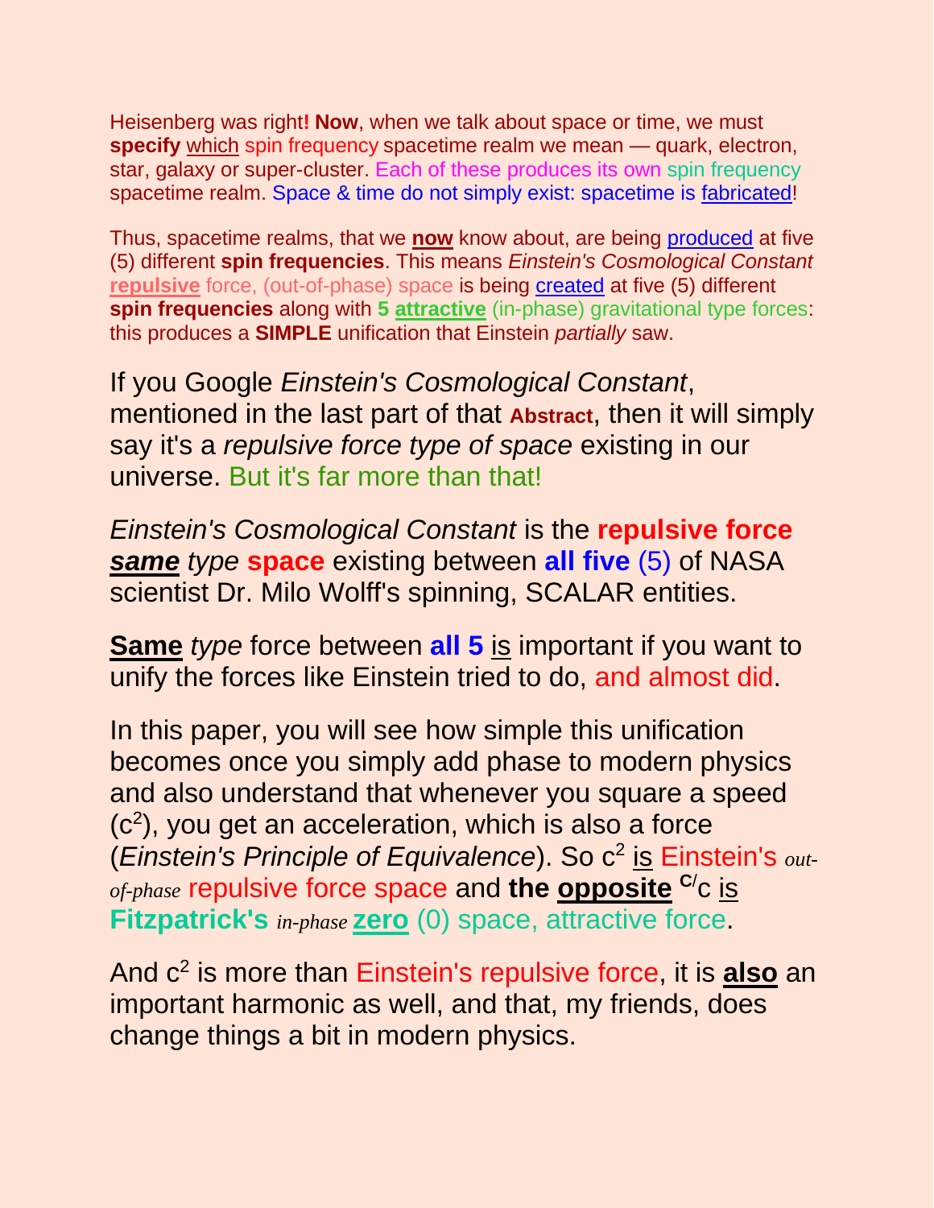Heisenberg was right**!** **Now**, when we talk about space or time, we must **specify** which spin frequency spacetime realm we mean — quark, electron, star, galaxy or super-cluster. Each of these produces its own spin frequency spacetime realm. Space & time do not simply exist: spacetime is fabricated!

Thus, spacetime realms, that we **now** know about, are being produced at five (5) different **spin frequencies**. This means *Einstein's Cosmological Constant* **repulsive** force, (out-of-phase) space is being created at five (5) different **spin frequencies** along with **5 attractive** (in-phase) gravitational type forces: this produces a **SIMPLE** unification that Einstein *partially* saw.

If you Google *Einstein's Cosmological Constant*, mentioned in the last part of that **Abstract**, then it will simply say it's a *repulsive force type of space* existing in our universe. But it's far more than that!

*Einstein's Cosmological Constant* is the **repulsive force** ***same*** *type* **space** existing between **all five** (5) of NASA scientist Dr. Milo Wolff's spinning, SCALAR entities.

**Same** *type* force between **all 5** is important if you want to unify the forces like Einstein tried to do, and almost did.

In this paper, you will see how simple this unification becomes once you simply add phase to modern physics and also understand that whenever you square a speed ($c^2$), you get an acceleration, which is also a force (*Einstein's Principle of Equivalence*). So $c^2$ is Einstein's *out-of-phase* repulsive force space and **the opposite** $^{c}/c$ is **Fitzpatrick's** *in-phase* **zero** (0) space, attractive force.

And $c^2$ is more than Einstein's repulsive force, it is **also** an important harmonic as well, and that, my friends, does change things a bit in modern physics.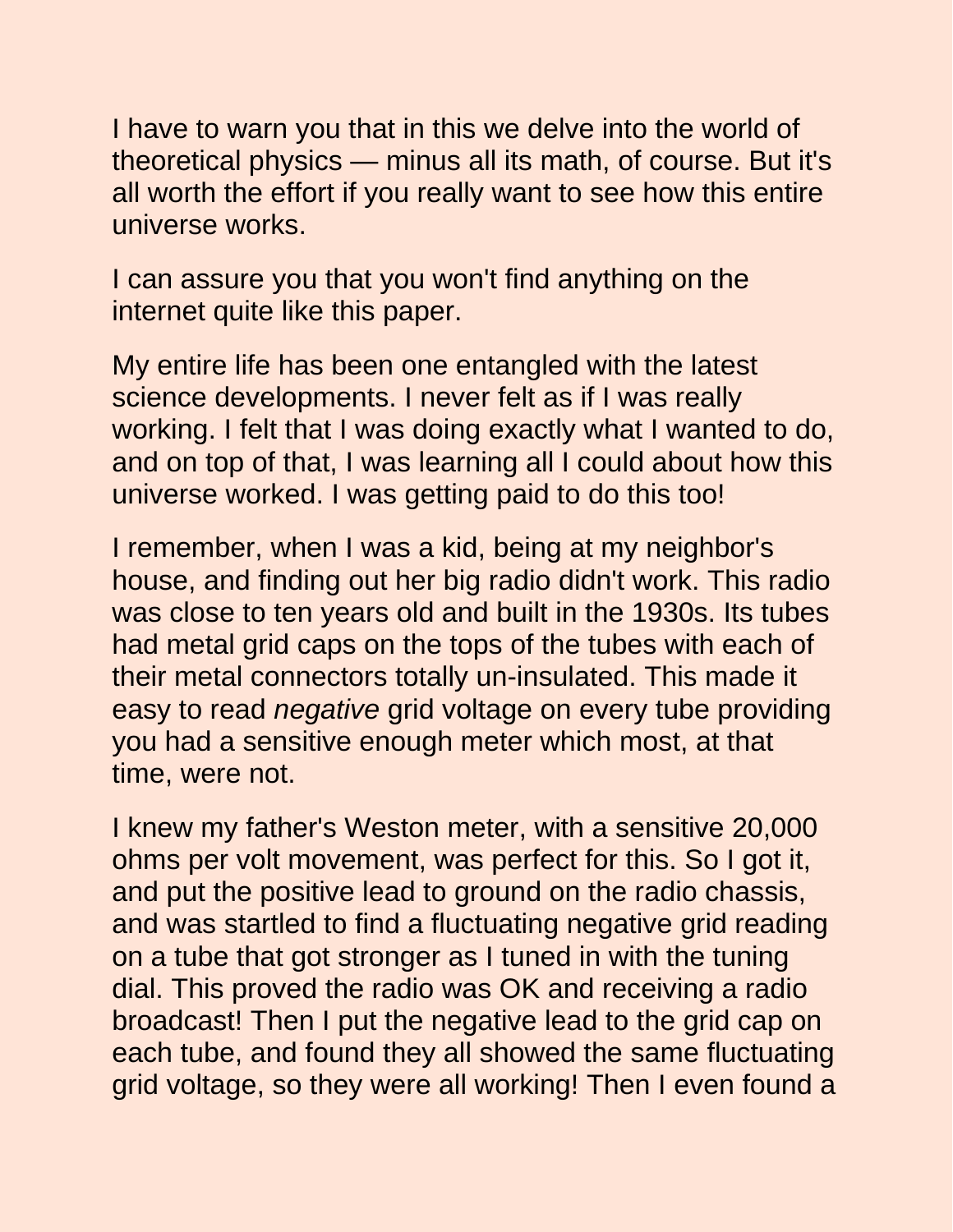I have to warn you that in this we delve into the world of theoretical physics — minus all its math, of course. But it's all worth the effort if you really want to see how this entire universe works.

I can assure you that you won't find anything on the internet quite like this paper.

My entire life has been one entangled with the latest science developments. I never felt as if I was really working. I felt that I was doing exactly what I wanted to do, and on top of that, I was learning all I could about how this universe worked. I was getting paid to do this too!

I remember, when I was a kid, being at my neighbor's house, and finding out her big radio didn't work. This radio was close to ten years old and built in the 1930s. Its tubes had metal grid caps on the tops of the tubes with each of their metal connectors totally un-insulated. This made it easy to read *negative* grid voltage on every tube providing you had a sensitive enough meter which most, at that time, were not.

I knew my father's Weston meter, with a sensitive 20,000 ohms per volt movement, was perfect for this. So I got it, and put the positive lead to ground on the radio chassis, and was startled to find a fluctuating negative grid reading on a tube that got stronger as I tuned in with the tuning dial. This proved the radio was OK and receiving a radio broadcast! Then I put the negative lead to the grid cap on each tube, and found they all showed the same fluctuating grid voltage, so they were all working! Then I even found a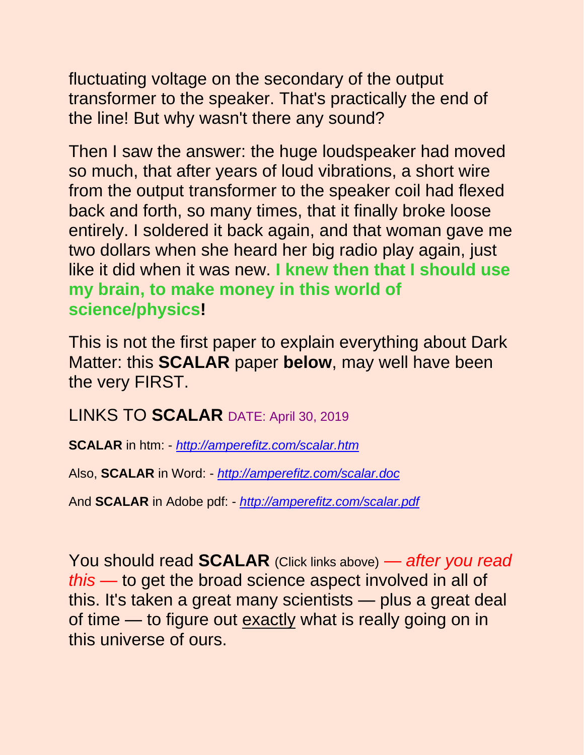fluctuating voltage on the secondary of the output transformer to the speaker. That's practically the end of the line! But why wasn't there any sound?

Then I saw the answer: the huge loudspeaker had moved so much, that after years of loud vibrations, a short wire from the output transformer to the speaker coil had flexed back and forth, so many times, that it finally broke loose entirely. I soldered it back again, and that woman gave me two dollars when she heard her big radio play again, just like it did when it was new. **I knew then that I should use my brain, to make money in this world of science/physics!**

This is not the first paper to explain everything about Dark Matter: this **SCALAR** paper **below**, may well have been the very FIRST.

LINKS TO **SCALAR** DATE: April 30, 2019

**SCALAR** in htm: - *http://amperefitz.com/scalar.htm*

Also, **SCALAR** in Word: - *http://amperefitz.com/scalar.doc*

And **SCALAR** in Adobe pdf: - *http://amperefitz.com/scalar.pdf*

You should read **SCALAR** (Click links above) *— after you read this —* to get the broad science aspect involved in all of this. It's taken a great many scientists — plus a great deal of time — to figure out exactly what is really going on in this universe of ours.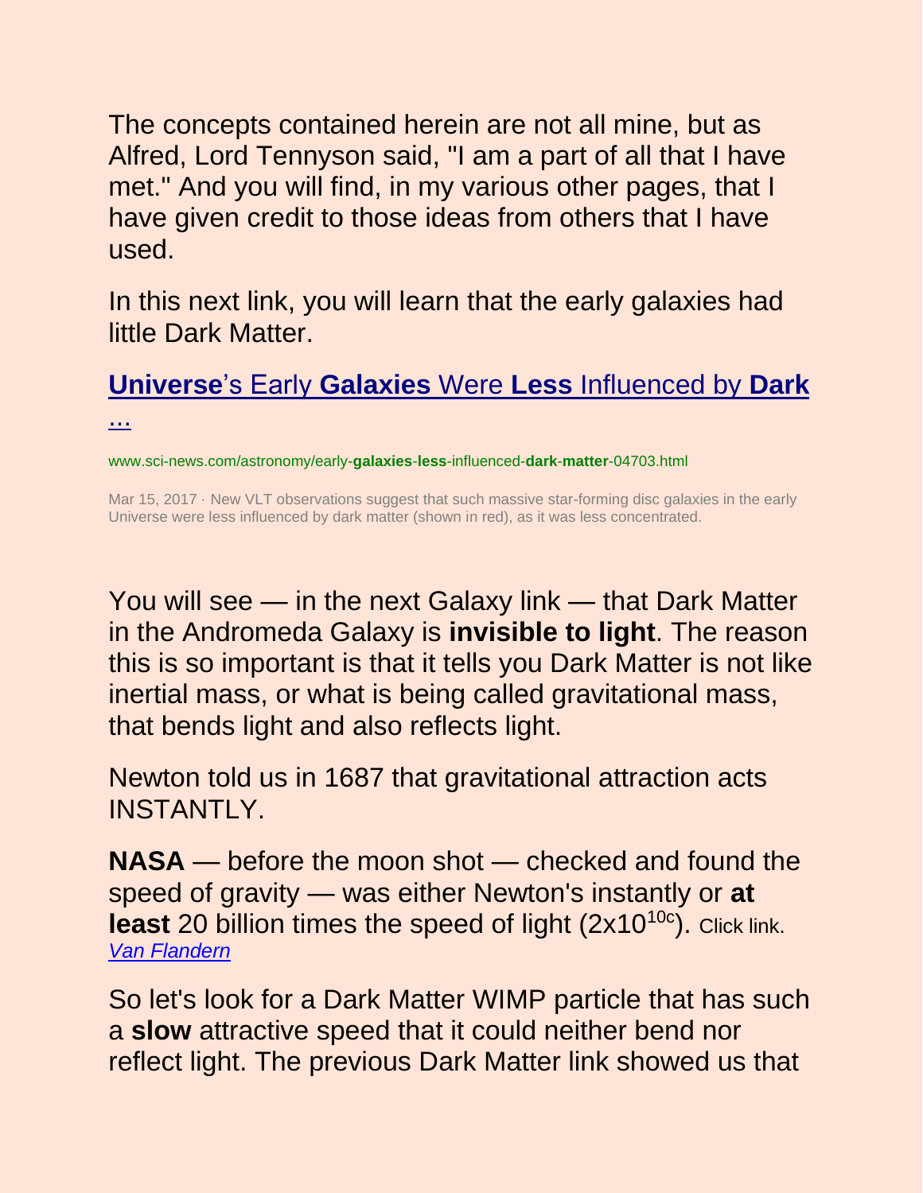The concepts contained herein are not all mine, but as Alfred, Lord Tennyson said, "I am a part of all that I have met." And you will find, in my various other pages, that I have given credit to those ideas from others that I have used.

In this next link, you will learn that the early galaxies had little Dark Matter.

[**Universe**'s Early **Galaxies** Were **Less** Influenced by **Dark** ...](www.sci-news.com/astronomy/early-galaxies-less-influenced-dark-matter-04703.html)

www.sci-news.com/astronomy/early-**galaxies**-**less**-influenced-**dark**-**matter**-04703.html

Mar 15, 2017 · New VLT observations suggest that such massive star-forming disc galaxies in the early Universe were less influenced by dark matter (shown in red), as it was less concentrated.

You will see — in the next Galaxy link — that Dark Matter in the Andromeda Galaxy is **invisible to light**. The reason this is so important is that it tells you Dark Matter is not like inertial mass, or what is being called gravitational mass, that bends light and also reflects light.

Newton told us in 1687 that gravitational attraction acts INSTANTLY.

**NASA** — before the moon shot — checked and found the speed of gravity — was either Newton's instantly or **at least** 20 billion times the speed of light ($2\text{x}10^{10c}$). Click link. *Van Flandern*

So let's look for a Dark Matter WIMP particle that has such a **slow** attractive speed that it could neither bend nor reflect light. The previous Dark Matter link showed us that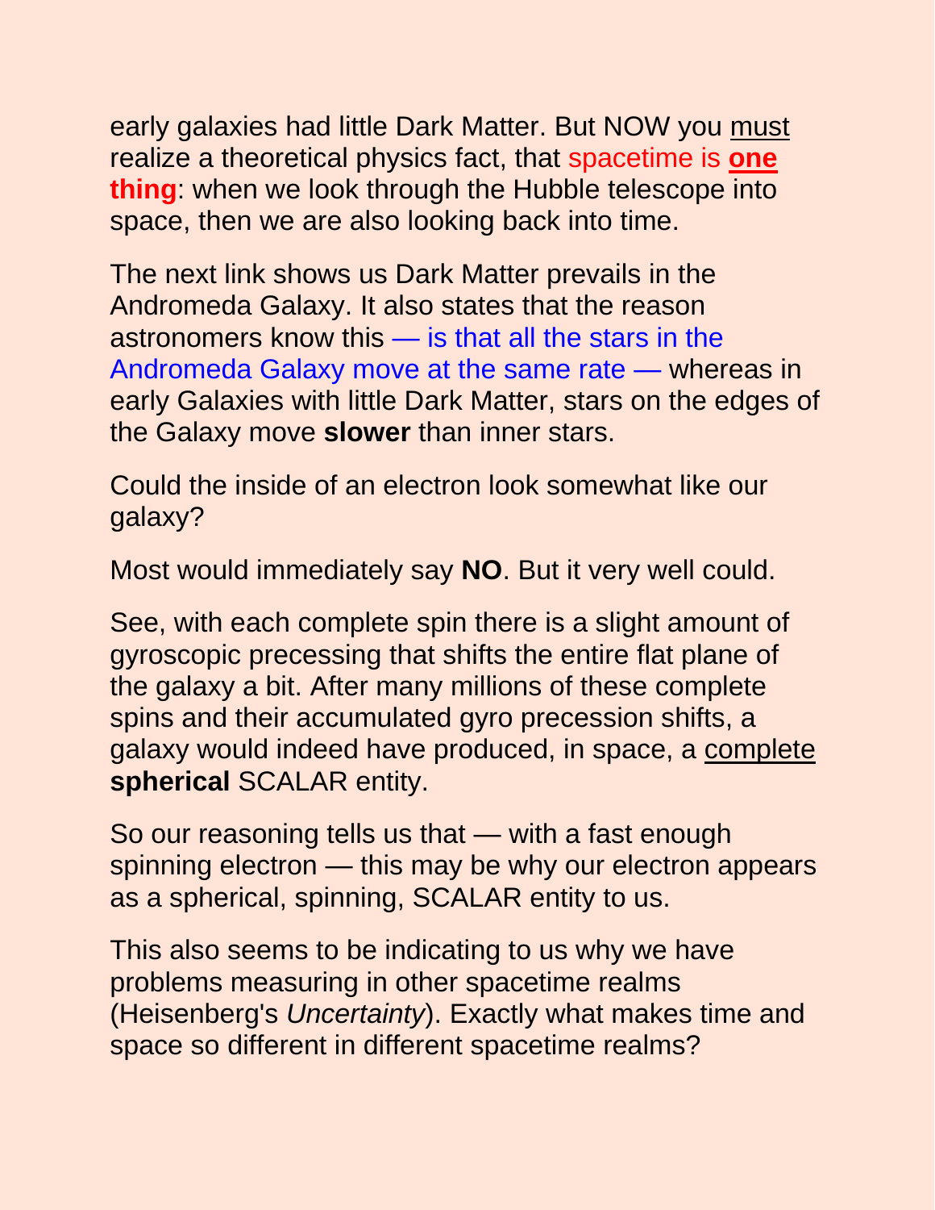early galaxies had little Dark Matter. But NOW you must realize a theoretical physics fact, that spacetime is **one thing**: when we look through the Hubble telescope into space, then we are also looking back into time.

The next link shows us Dark Matter prevails in the Andromeda Galaxy. It also states that the reason astronomers know this — is that all the stars in the Andromeda Galaxy move at the same rate — whereas in early Galaxies with little Dark Matter, stars on the edges of the Galaxy move **slower** than inner stars.

Could the inside of an electron look somewhat like our galaxy?

Most would immediately say **NO**. But it very well could.

See, with each complete spin there is a slight amount of gyroscopic precessing that shifts the entire flat plane of the galaxy a bit. After many millions of these complete spins and their accumulated gyro precession shifts, a galaxy would indeed have produced, in space, a complete **spherical** SCALAR entity.

So our reasoning tells us that — with a fast enough spinning electron — this may be why our electron appears as a spherical, spinning, SCALAR entity to us.

This also seems to be indicating to us why we have problems measuring in other spacetime realms (Heisenberg's *Uncertainty*). Exactly what makes time and space so different in different spacetime realms?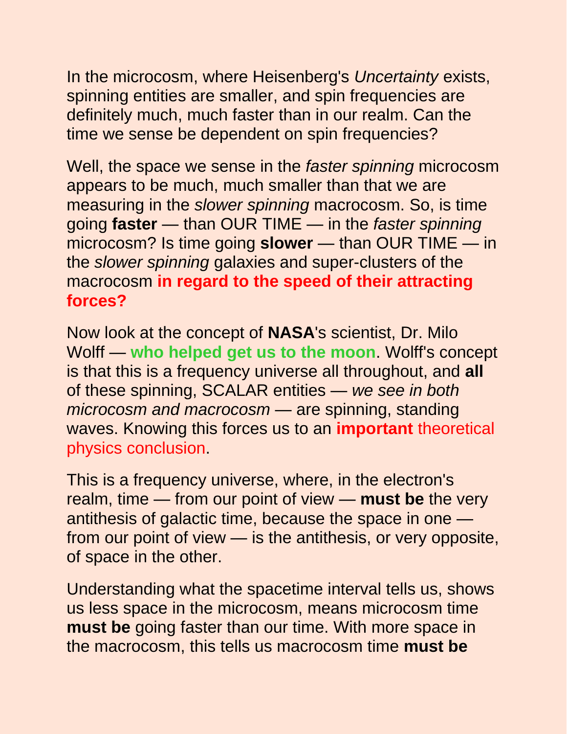In the microcosm, where Heisenberg's *Uncertainty* exists, spinning entities are smaller, and spin frequencies are definitely much, much faster than in our realm. Can the time we sense be dependent on spin frequencies?

Well, the space we sense in the *faster spinning* microcosm appears to be much, much smaller than that we are measuring in the *slower spinning* macrocosm. So, is time going **faster** — than OUR TIME — in the *faster spinning* microcosm? Is time going **slower** — than OUR TIME — in the *slower spinning* galaxies and super-clusters of the macrocosm **in regard to the speed of their attracting forces?**

Now look at the concept of **NASA**'s scientist, Dr. Milo Wolff — **who helped get us to the moon**. Wolff's concept is that this is a frequency universe all throughout, and **all** of these spinning, SCALAR entities — *we see in both microcosm and macrocosm* — are spinning, standing waves. Knowing this forces us to an **important** theoretical physics conclusion.

This is a frequency universe, where, in the electron's realm, time — from our point of view — **must be** the very antithesis of galactic time, because the space in one — from our point of view — is the antithesis, or very opposite, of space in the other.

Understanding what the spacetime interval tells us, shows us less space in the microcosm, means microcosm time **must be** going faster than our time. With more space in the macrocosm, this tells us macrocosm time **must be**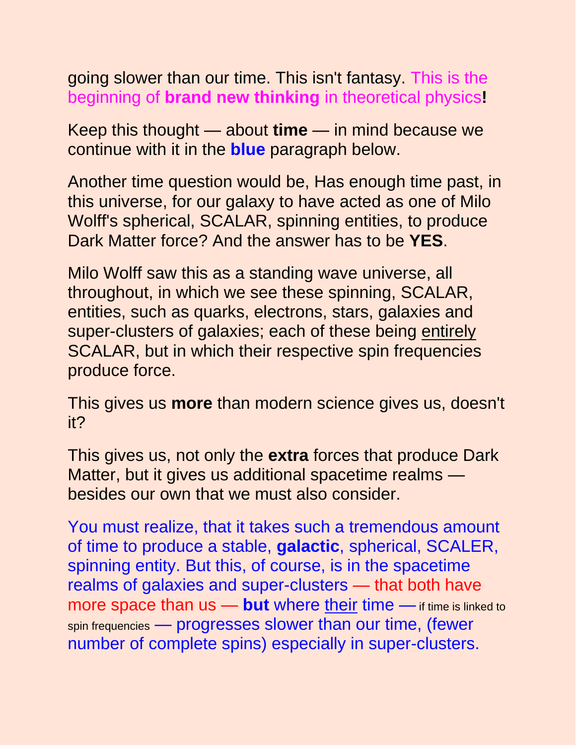going slower than our time. This isn't fantasy. This is the beginning of **brand new thinking** in theoretical physics**!**

Keep this thought — about **time** — in mind because we continue with it in the **blue** paragraph below.

Another time question would be, Has enough time past, in this universe, for our galaxy to have acted as one of Milo Wolff's spherical, SCALAR, spinning entities, to produce Dark Matter force? And the answer has to be **YES**.

Milo Wolff saw this as a standing wave universe, all throughout, in which we see these spinning, SCALAR, entities, such as quarks, electrons, stars, galaxies and super-clusters of galaxies; each of these being <u>entirely</u> SCALAR, but in which their respective spin frequencies produce force.

This gives us **more** than modern science gives us, doesn't it?

This gives us, not only the **extra** forces that produce Dark Matter, but it gives us additional spacetime realms — besides our own that we must also consider.

You must realize, that it takes such a tremendous amount of time to produce a stable, **galactic**, spherical, SCALER, spinning entity. But this, of course, is in the spacetime realms of galaxies and super-clusters — that both have more space than us — **but** where <u>their</u> time — if time is linked to spin frequencies — progresses slower than our time, (fewer number of complete spins) especially in super-clusters.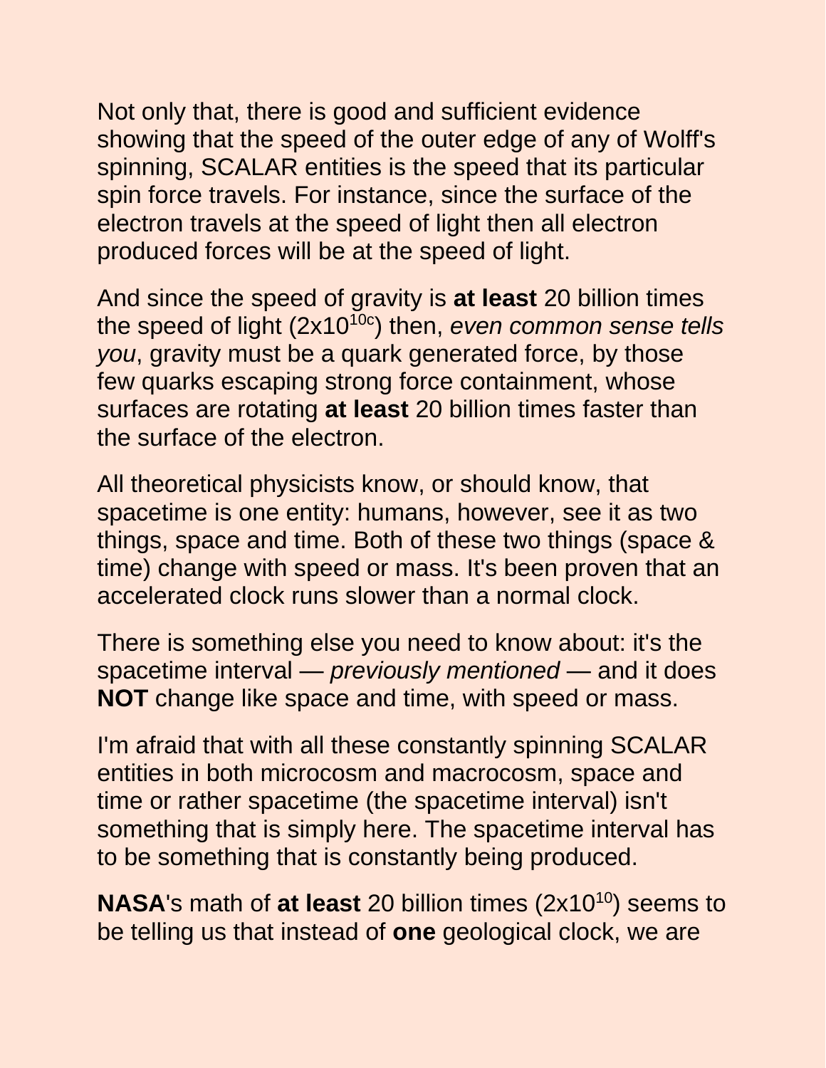Not only that, there is good and sufficient evidence showing that the speed of the outer edge of any of Wolff's spinning, SCALAR entities is the speed that its particular spin force travels. For instance, since the surface of the electron travels at the speed of light then all electron produced forces will be at the speed of light.

And since the speed of gravity is **at least** 20 billion times the speed of light ($2x10^{10c}$) then, *even common sense tells you*, gravity must be a quark generated force, by those few quarks escaping strong force containment, whose surfaces are rotating **at least** 20 billion times faster than the surface of the electron.

All theoretical physicists know, or should know, that spacetime is one entity: humans, however, see it as two things, space and time. Both of these two things (space & time) change with speed or mass. It's been proven that an accelerated clock runs slower than a normal clock.

There is something else you need to know about: it's the spacetime interval — *previously mentioned* — and it does **NOT** change like space and time, with speed or mass.

I'm afraid that with all these constantly spinning SCALAR entities in both microcosm and macrocosm, space and time or rather spacetime (the spacetime interval) isn't something that is simply here. The spacetime interval has to be something that is constantly being produced.

**NASA**'s math of **at least** 20 billion times ($2x10^{10}$) seems to be telling us that instead of **one** geological clock, we are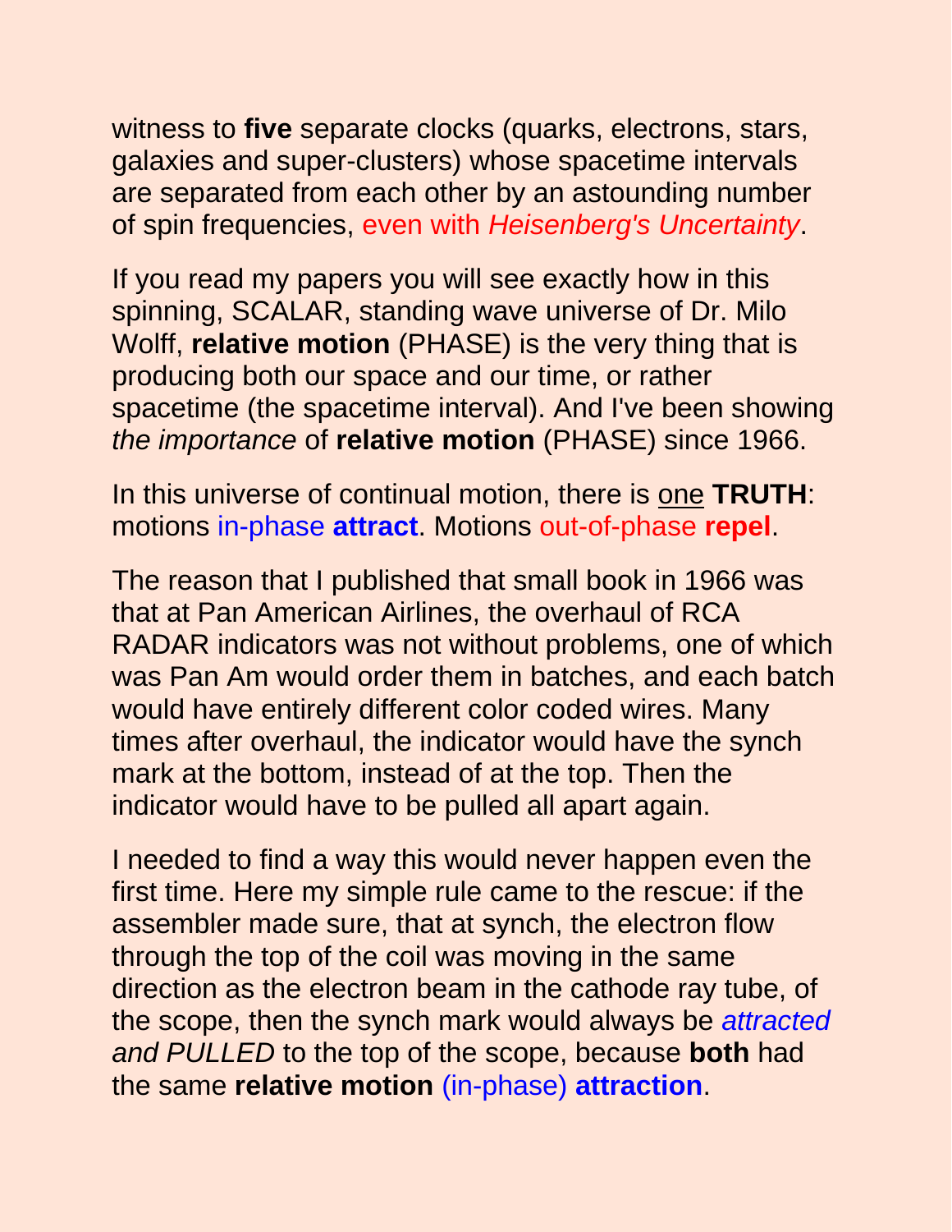witness to **five** separate clocks (quarks, electrons, stars, galaxies and super-clusters) whose spacetime intervals are separated from each other by an astounding number of spin frequencies, even with *Heisenberg's Uncertainty*.

If you read my papers you will see exactly how in this spinning, SCALAR, standing wave universe of Dr. Milo Wolff, **relative motion** (PHASE) is the very thing that is producing both our space and our time, or rather spacetime (the spacetime interval). And I've been showing *the importance* of **relative motion** (PHASE) since 1966.

In this universe of continual motion, there is <u>one</u> **TRUTH**: motions in-phase **attract**. Motions out-of-phase **repel**.

The reason that I published that small book in 1966 was that at Pan American Airlines, the overhaul of RCA RADAR indicators was not without problems, one of which was Pan Am would order them in batches, and each batch would have entirely different color coded wires. Many times after overhaul, the indicator would have the synch mark at the bottom, instead of at the top. Then the indicator would have to be pulled all apart again.

I needed to find a way this would never happen even the first time. Here my simple rule came to the rescue: if the assembler made sure, that at synch, the electron flow through the top of the coil was moving in the same direction as the electron beam in the cathode ray tube, of the scope, then the synch mark would always be *attracted and PULLED* to the top of the scope, because **both** had the same **relative motion** (in-phase) **attraction**.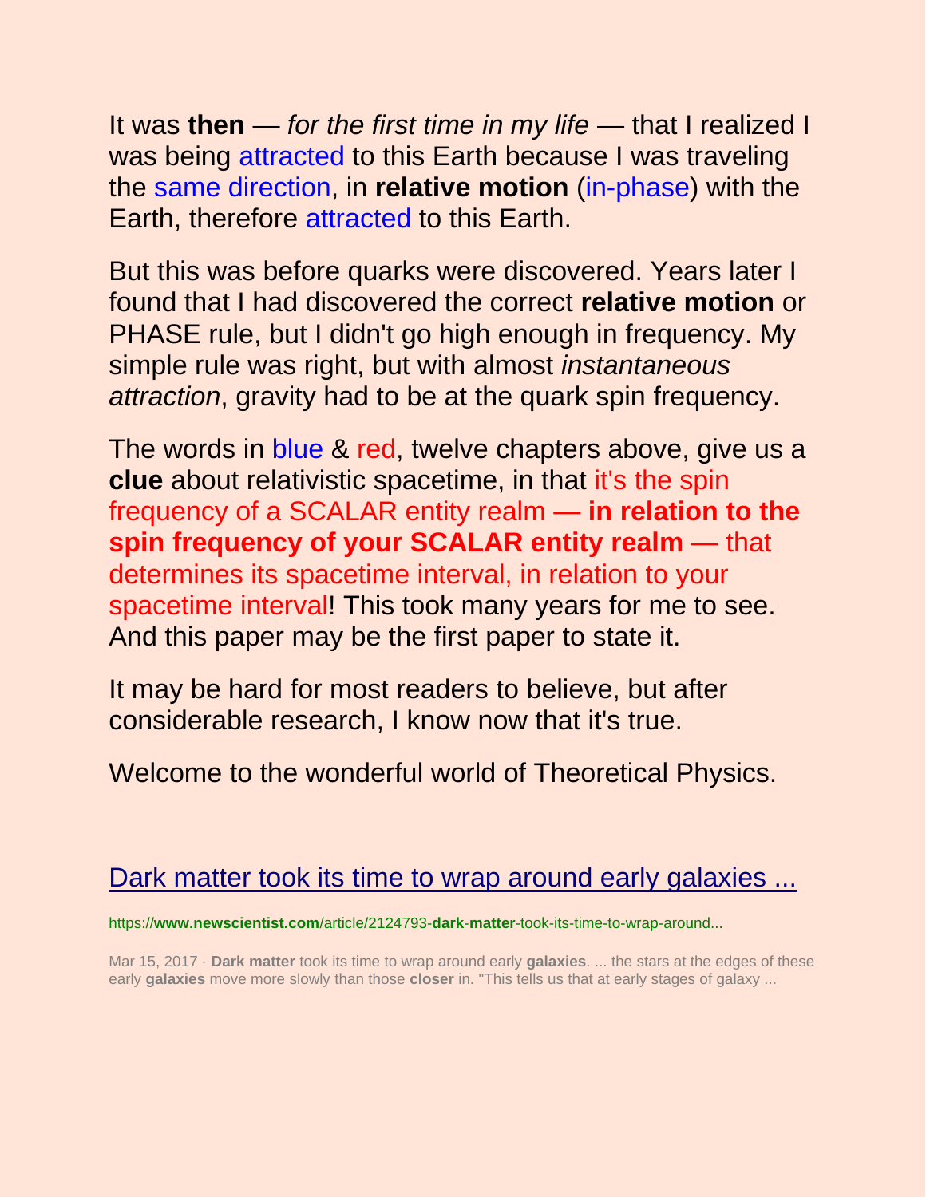It was **then** — *for the first time in my life* — that I realized I was being attracted to this Earth because I was traveling the same direction, in **relative motion** (in-phase) with the Earth, therefore attracted to this Earth.

But this was before quarks were discovered. Years later I found that I had discovered the correct **relative motion** or PHASE rule, but I didn't go high enough in frequency. My simple rule was right, but with almost *instantaneous attraction*, gravity had to be at the quark spin frequency.

The words in blue & red, twelve chapters above, give us a **clue** about relativistic spacetime, in that it's the spin frequency of a SCALAR entity realm — **in relation to the spin frequency of your SCALAR entity realm** — that determines its spacetime interval, in relation to your spacetime interval! This took many years for me to see. And this paper may be the first paper to state it.

It may be hard for most readers to believe, but after considerable research, I know now that it's true.

Welcome to the wonderful world of Theoretical Physics.

[Dark matter took its time to wrap around early galaxies ...](https://www.newscientist.com/article/2124793-dark-matter-took-its-time-to-wrap-around...)

https://**www.newscientist.com**/article/2124793-**dark**-**matter**-took-its-time-to-wrap-around...

Mar 15, 2017 · **Dark matter** took its time to wrap around early **galaxies**. ... the stars at the edges of these early **galaxies** move more slowly than those **closer** in. "This tells us that at early stages of galaxy ...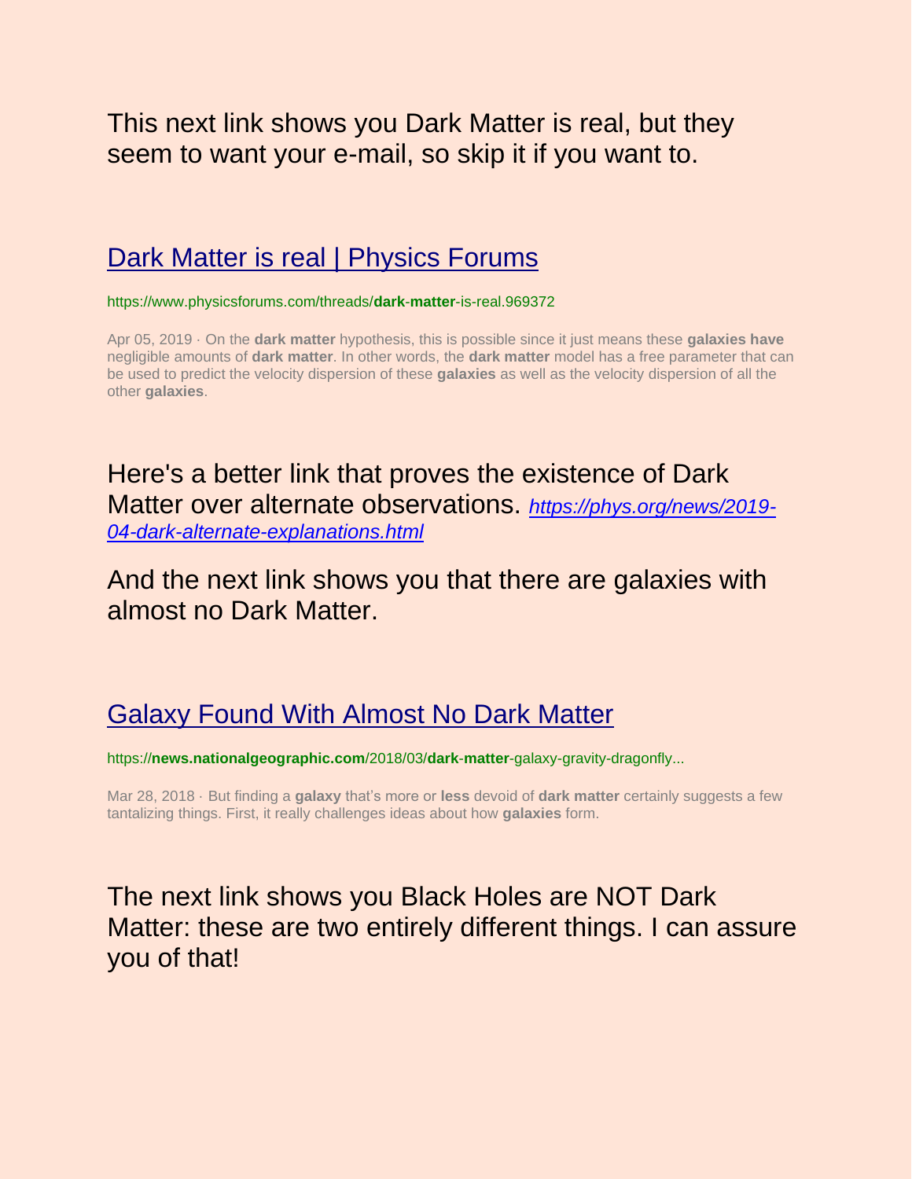This next link shows you Dark Matter is real, but they seem to want your e-mail, so skip it if you want to.

[Dark Matter is real | Physics Forums](https://www.physicsforums.com/threads/dark-matter-is-real.969372)

https://www.physicsforums.com/threads/**dark-matter**-is-real.969372

Apr 05, 2019 · On the **dark matter** hypothesis, this is possible since it just means these **galaxies have** negligible amounts of **dark matter**. In other words, the **dark matter** model has a free parameter that can be used to predict the velocity dispersion of these **galaxies** as well as the velocity dispersion of all the other **galaxies**.

Here's a better link that proves the existence of Dark Matter over alternate observations. *https://phys.org/news/2019-04-dark-alternate-explanations.html*

And the next link shows you that there are galaxies with almost no Dark Matter.

[Galaxy Found With Almost No Dark Matter](https://news.nationalgeographic.com/2018/03/dark-matter-galaxy-gravity-dragonfly...)

https://**news.nationalgeographic.com**/2018/03/**dark-matter**-galaxy-gravity-dragonfly...

Mar 28, 2018 · But finding a **galaxy** that's more or **less** devoid of **dark matter** certainly suggests a few tantalizing things. First, it really challenges ideas about how **galaxies** form.

The next link shows you Black Holes are NOT Dark Matter: these are two entirely different things. I can assure you of that!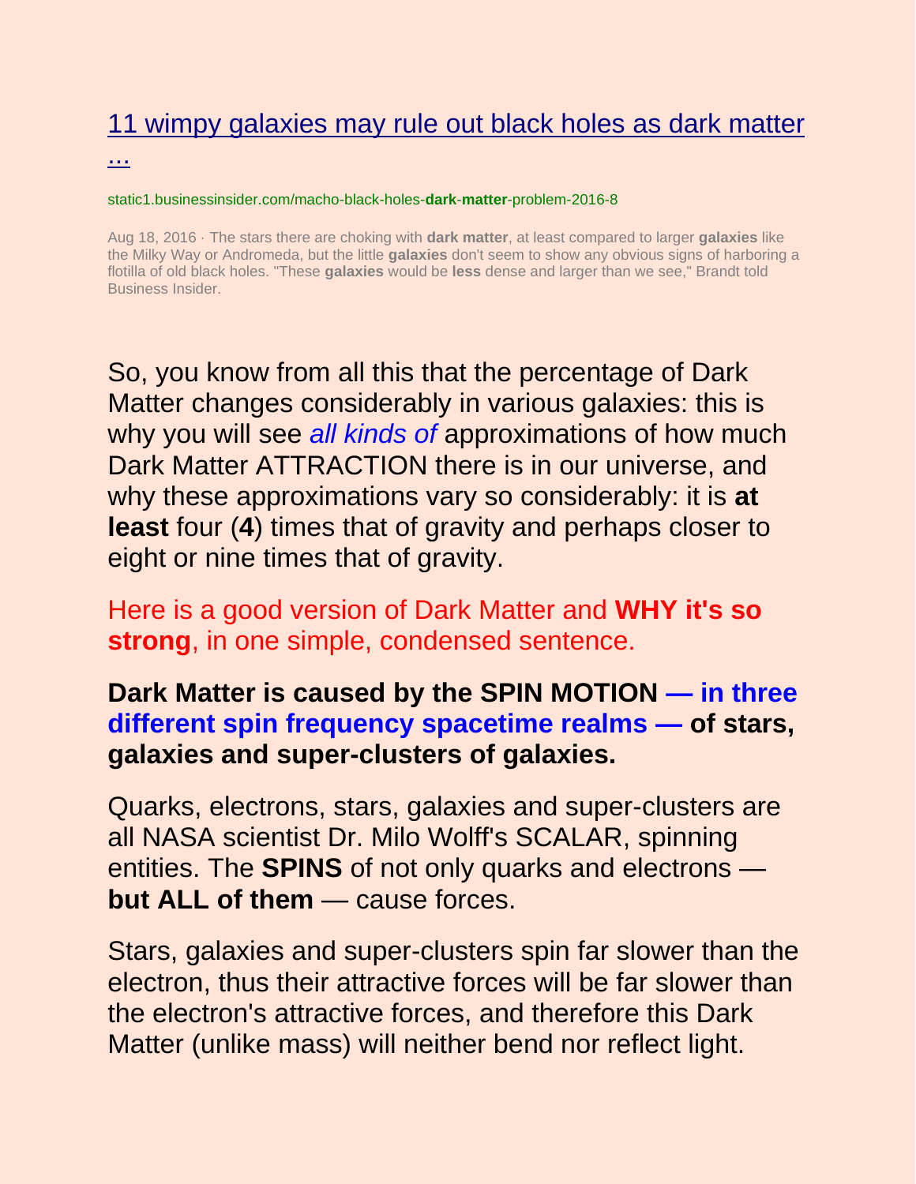[11 wimpy galaxies may rule out black holes as dark matter ...]

static1.businessinsider.com/macho-black-holes-**dark-matter**-problem-2016-8

Aug 18, 2016 · The stars there are choking with **dark matter**, at least compared to larger **galaxies** like the Milky Way or Andromeda, but the little **galaxies** don't seem to show any obvious signs of harboring a flotilla of old black holes. "These **galaxies** would be **less** dense and larger than we see," Brandt told Business Insider.

So, you know from all this that the percentage of Dark Matter changes considerably in various galaxies: this is why you will see *all kinds of* approximations of how much Dark Matter ATTRACTION there is in our universe, and why these approximations vary so considerably: it is **at least** four (**4**) times that of gravity and perhaps closer to eight or nine times that of gravity.

Here is a good version of Dark Matter and **WHY it's so strong**, in one simple, condensed sentence.

**Dark Matter is caused by the SPIN MOTION — in three different spin frequency spacetime realms — of stars, galaxies and super-clusters of galaxies.**

Quarks, electrons, stars, galaxies and super-clusters are all NASA scientist Dr. Milo Wolff's SCALAR, spinning entities. The **SPINS** of not only quarks and electrons — **but ALL of them** — cause forces.

Stars, galaxies and super-clusters spin far slower than the electron, thus their attractive forces will be far slower than the electron's attractive forces, and therefore this Dark Matter (unlike mass) will neither bend nor reflect light.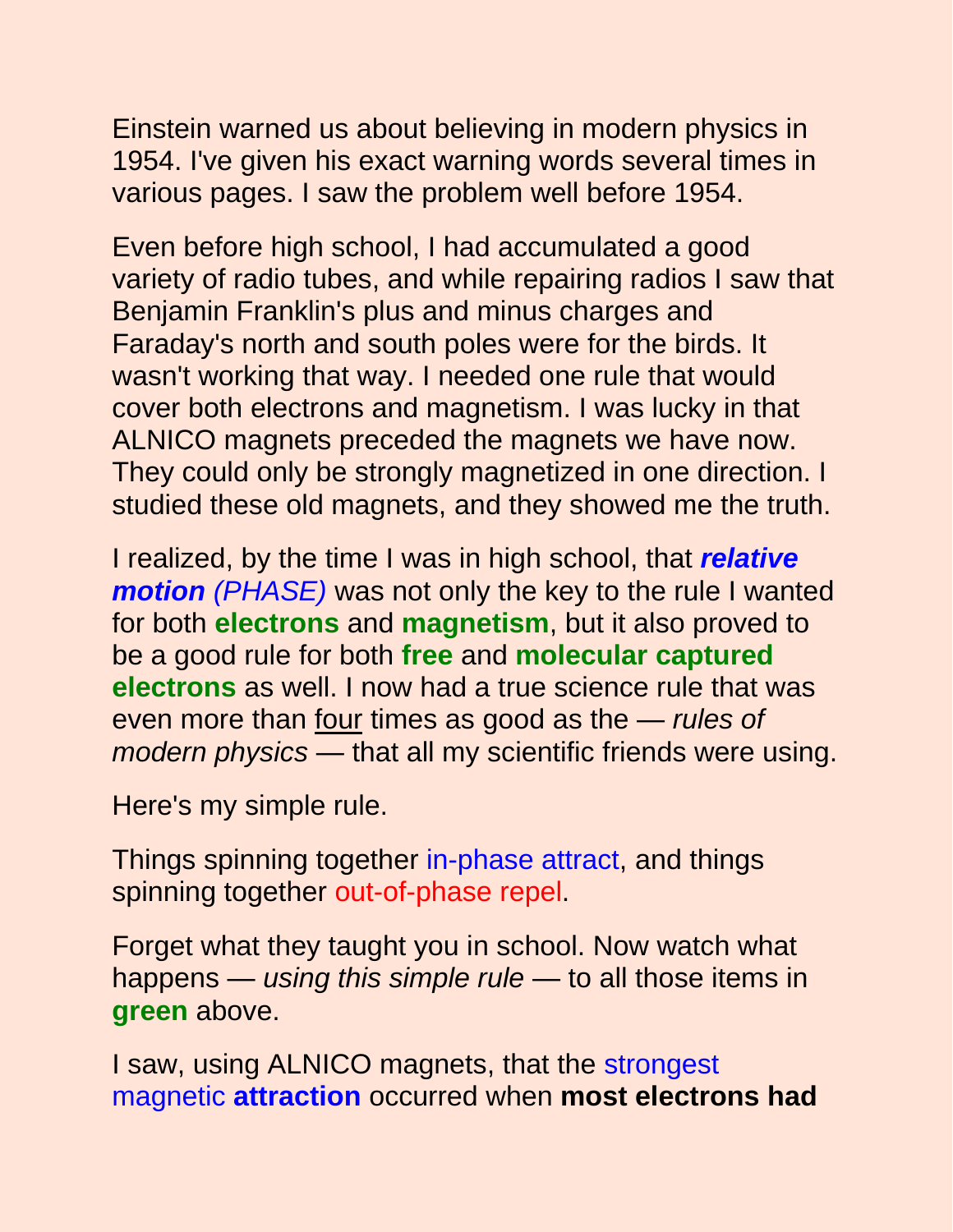Einstein warned us about believing in modern physics in 1954. I've given his exact warning words several times in various pages. I saw the problem well before 1954.

Even before high school, I had accumulated a good variety of radio tubes, and while repairing radios I saw that Benjamin Franklin's plus and minus charges and Faraday's north and south poles were for the birds. It wasn't working that way. I needed one rule that would cover both electrons and magnetism. I was lucky in that ALNICO magnets preceded the magnets we have now. They could only be strongly magnetized in one direction. I studied these old magnets, and they showed me the truth.

I realized, by the time I was in high school, that ***relative motion*** *(PHASE)* was not only the key to the rule I wanted for both **electrons** and **magnetism**, but it also proved to be a good rule for both **free** and **molecular captured electrons** as well. I now had a true science rule that was even more than <u>four</u> times as good as the — *rules of modern physics* — that all my scientific friends were using.

Here's my simple rule.

Things spinning together in-phase attract, and things spinning together out-of-phase repel.

Forget what they taught you in school. Now watch what happens — *using this simple rule* — to all those items in **green** above.

I saw, using ALNICO magnets, that the strongest magnetic **attraction** occurred when **most electrons had**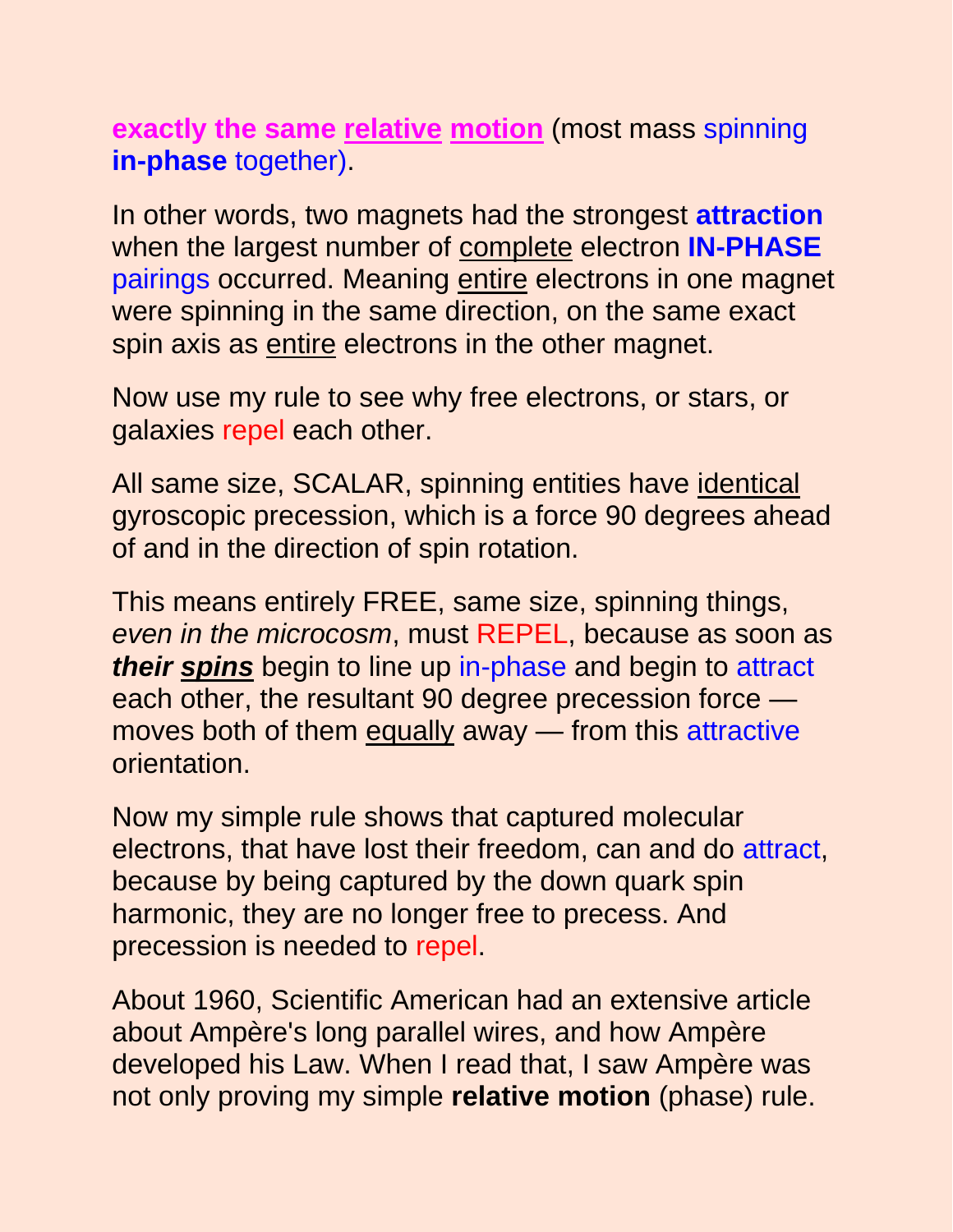**exactly the same <u>relative</u> <u>motion</u>** (most mass spinning **in-phase** together).

In other words, two magnets had the strongest **attraction** when the largest number of <u>complete</u> electron **IN-PHASE** pairings occurred. Meaning <u>entire</u> electrons in one magnet were spinning in the same direction, on the same exact spin axis as <u>entire</u> electrons in the other magnet.

Now use my rule to see why free electrons, or stars, or galaxies repel each other.

All same size, SCALAR, spinning entities have <u>identical</u> gyroscopic precession, which is a force 90 degrees ahead of and in the direction of spin rotation.

This means entirely FREE, same size, spinning things, *even in the microcosm*, must REPEL, because as soon as ***their <u>spins</u>*** begin to line up in-phase and begin to attract each other, the resultant 90 degree precession force — moves both of them <u>equally</u> away — from this attractive orientation.

Now my simple rule shows that captured molecular electrons, that have lost their freedom, can and do attract, because by being captured by the down quark spin harmonic, they are no longer free to precess. And precession is needed to repel.

About 1960, Scientific American had an extensive article about Ampère's long parallel wires, and how Ampère developed his Law. When I read that, I saw Ampère was not only proving my simple **relative motion** (phase) rule.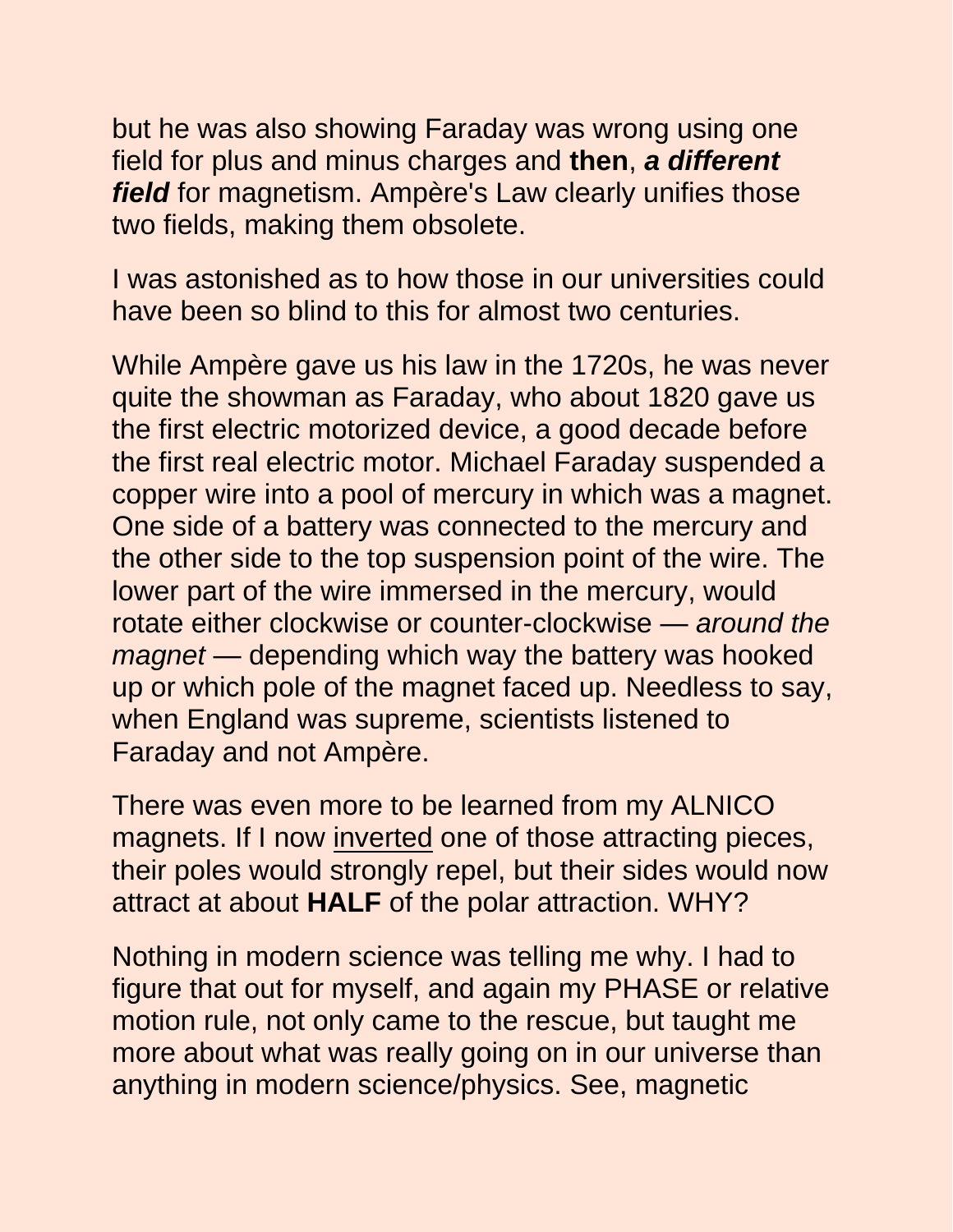but he was also showing Faraday was wrong using one field for plus and minus charges and **then**, ***a different field*** for magnetism. Ampère's Law clearly unifies those two fields, making them obsolete.

I was astonished as to how those in our universities could have been so blind to this for almost two centuries.

While Ampère gave us his law in the 1720s, he was never quite the showman as Faraday, who about 1820 gave us the first electric motorized device, a good decade before the first real electric motor. Michael Faraday suspended a copper wire into a pool of mercury in which was a magnet. One side of a battery was connected to the mercury and the other side to the top suspension point of the wire. The lower part of the wire immersed in the mercury, would rotate either clockwise or counter-clockwise — *around the magnet* — depending which way the battery was hooked up or which pole of the magnet faced up. Needless to say, when England was supreme, scientists listened to Faraday and not Ampère.

There was even more to be learned from my ALNICO magnets. If I now <u>inverted</u> one of those attracting pieces, their poles would strongly repel, but their sides would now attract at about **HALF** of the polar attraction. WHY?

Nothing in modern science was telling me why. I had to figure that out for myself, and again my PHASE or relative motion rule, not only came to the rescue, but taught me more about what was really going on in our universe than anything in modern science/physics. See, magnetic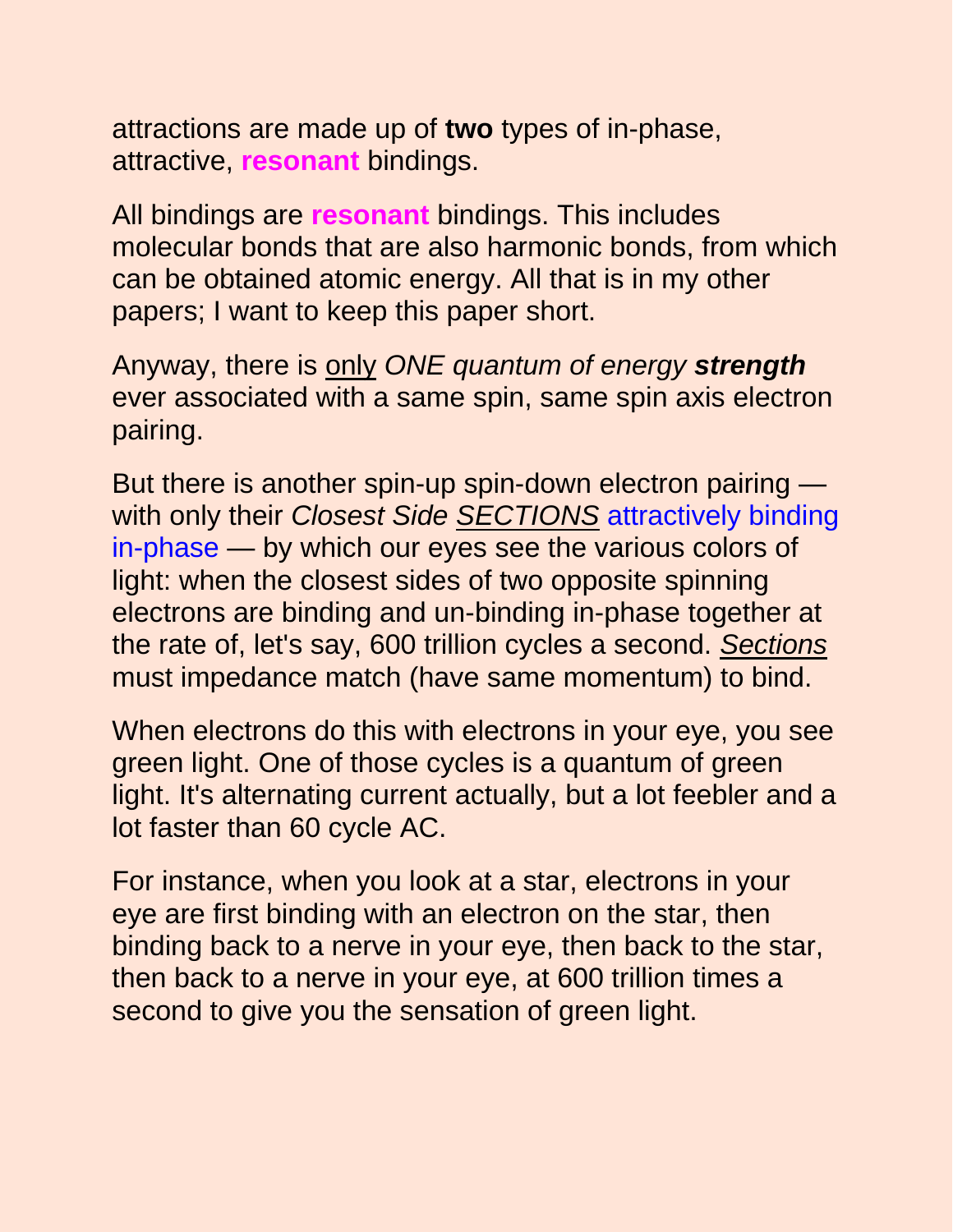attractions are made up of **two** types of in-phase, attractive, **resonant** bindings.

All bindings are **resonant** bindings. This includes molecular bonds that are also harmonic bonds, from which can be obtained atomic energy. All that is in my other papers; I want to keep this paper short.

Anyway, there is <u>only</u> *ONE quantum of energy* ***strength*** ever associated with a same spin, same spin axis electron pairing.

But there is another spin-up spin-down electron pairing — with only their *Closest Side* <u>*SECTIONS*</u> attractively binding in-phase — by which our eyes see the various colors of light: when the closest sides of two opposite spinning electrons are binding and un-binding in-phase together at the rate of, let's say, 600 trillion cycles a second. <u>*Sections*</u> must impedance match (have same momentum) to bind.

When electrons do this with electrons in your eye, you see green light. One of those cycles is a quantum of green light. It's alternating current actually, but a lot feebler and a lot faster than 60 cycle AC.

For instance, when you look at a star, electrons in your eye are first binding with an electron on the star, then binding back to a nerve in your eye, then back to the star, then back to a nerve in your eye, at 600 trillion times a second to give you the sensation of green light.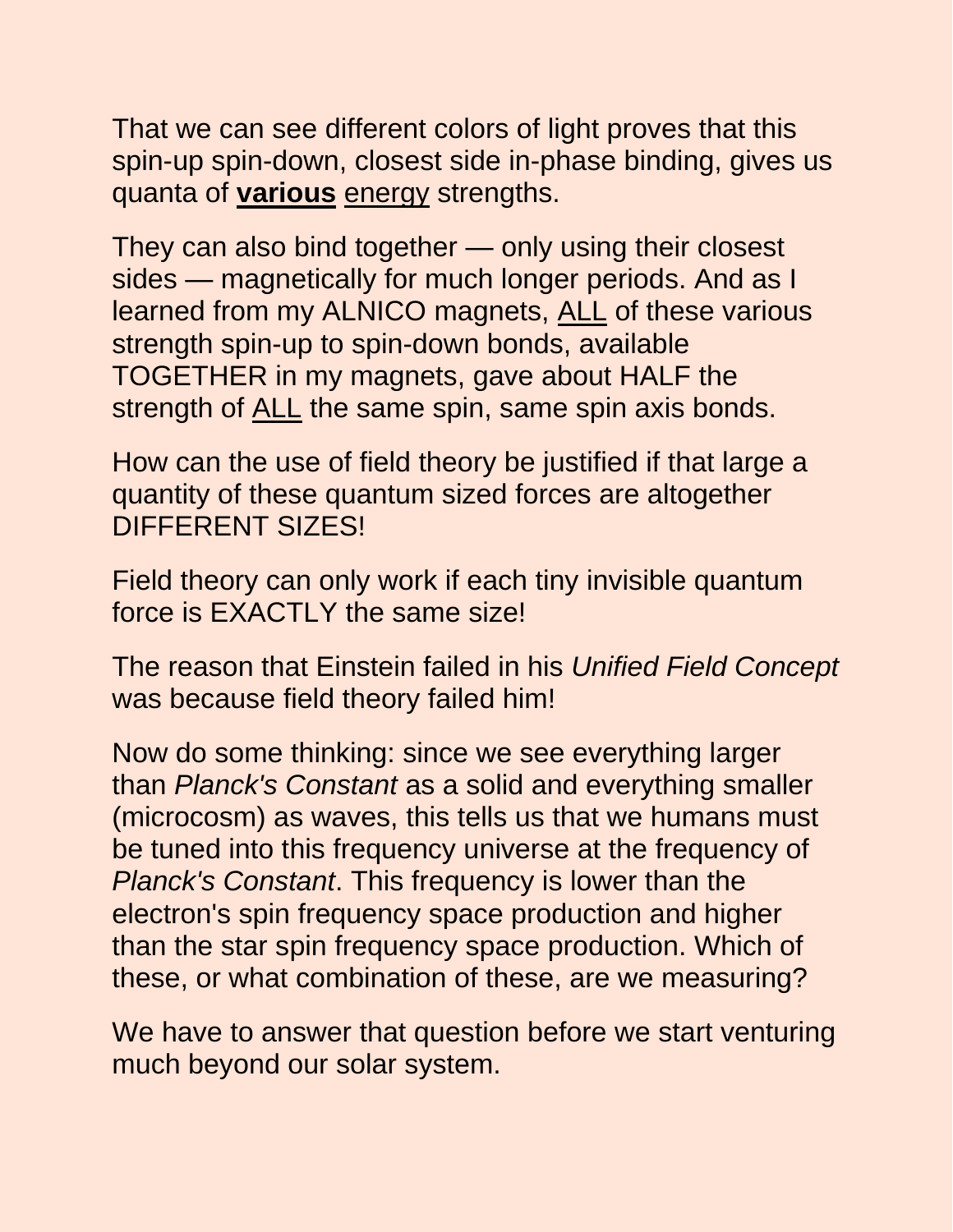That we can see different colors of light proves that this spin-up spin-down, closest side in-phase binding, gives us quanta of **various** energy strengths.

They can also bind together — only using their closest sides — magnetically for much longer periods. And as I learned from my ALNICO magnets, ALL of these various strength spin-up to spin-down bonds, available TOGETHER in my magnets, gave about HALF the strength of ALL the same spin, same spin axis bonds.

How can the use of field theory be justified if that large a quantity of these quantum sized forces are altogether DIFFERENT SIZES!

Field theory can only work if each tiny invisible quantum force is EXACTLY the same size!

The reason that Einstein failed in his *Unified Field Concept* was because field theory failed him!

Now do some thinking: since we see everything larger than *Planck's Constant* as a solid and everything smaller (microcosm) as waves, this tells us that we humans must be tuned into this frequency universe at the frequency of *Planck's Constant*. This frequency is lower than the electron's spin frequency space production and higher than the star spin frequency space production. Which of these, or what combination of these, are we measuring?

We have to answer that question before we start venturing much beyond our solar system.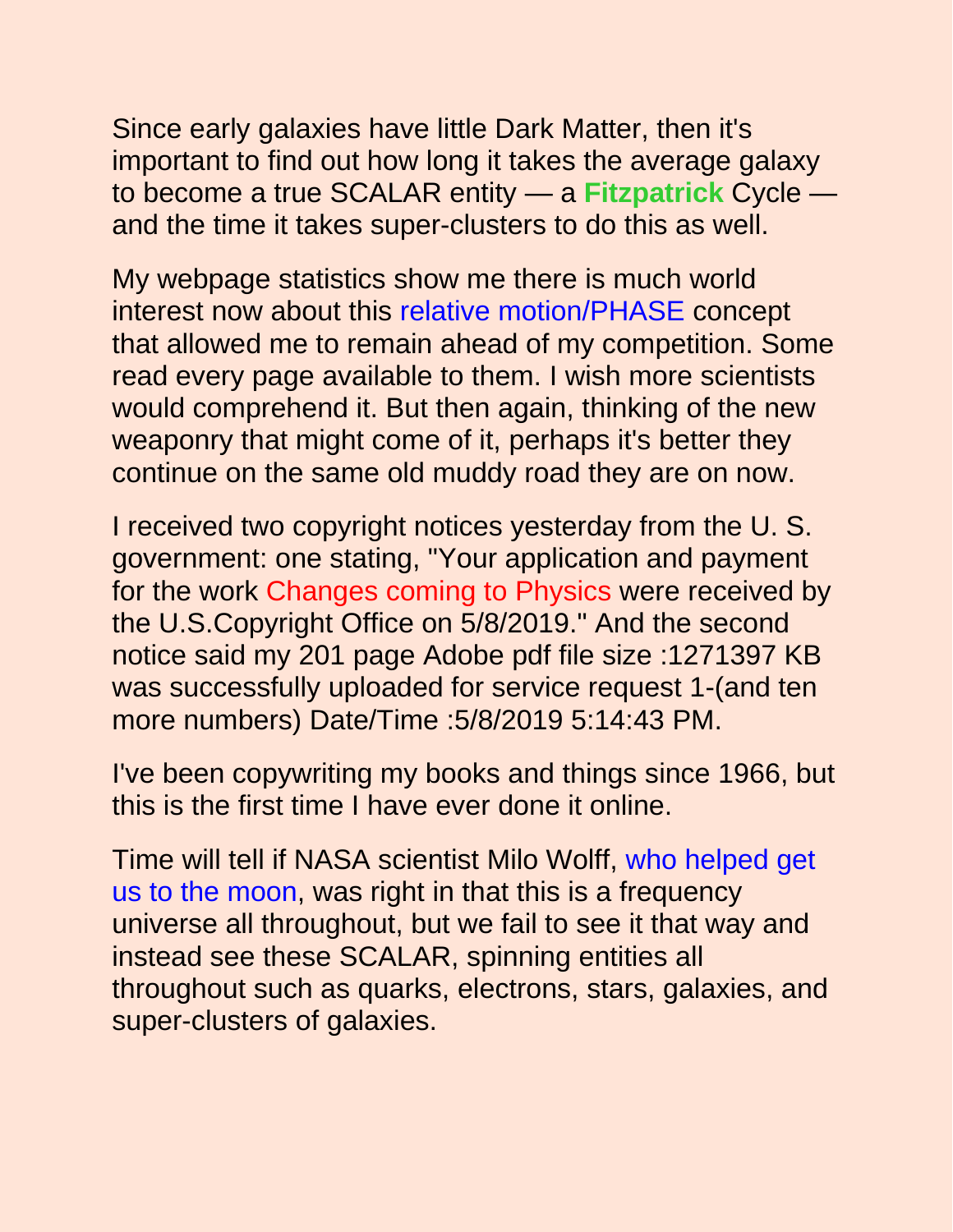Since early galaxies have little Dark Matter, then it's important to find out how long it takes the average galaxy to become a true SCALAR entity — a **Fitzpatrick** Cycle — and the time it takes super-clusters to do this as well.

My webpage statistics show me there is much world interest now about this relative motion/PHASE concept that allowed me to remain ahead of my competition. Some read every page available to them. I wish more scientists would comprehend it. But then again, thinking of the new weaponry that might come of it, perhaps it's better they continue on the same old muddy road they are on now.

I received two copyright notices yesterday from the U. S. government: one stating, "Your application and payment for the work Changes coming to Physics were received by the U.S.Copyright Office on 5/8/2019." And the second notice said my 201 page Adobe pdf file size :1271397 KB was successfully uploaded for service request 1-(and ten more numbers) Date/Time :5/8/2019 5:14:43 PM.

I've been copywriting my books and things since 1966, but this is the first time I have ever done it online.

Time will tell if NASA scientist Milo Wolff, who helped get us to the moon, was right in that this is a frequency universe all throughout, but we fail to see it that way and instead see these SCALAR, spinning entities all throughout such as quarks, electrons, stars, galaxies, and super-clusters of galaxies.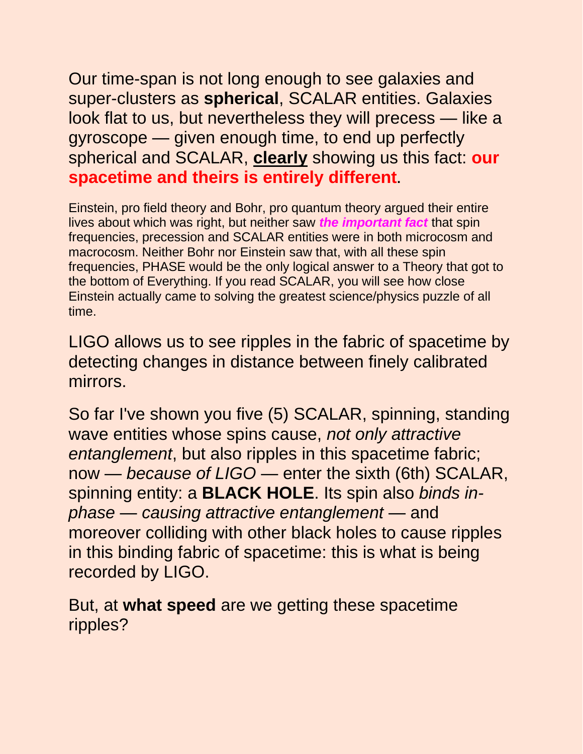Our time-span is not long enough to see galaxies and super-clusters as **spherical**, SCALAR entities. Galaxies look flat to us, but nevertheless they will precess — like a gyroscope — given enough time, to end up perfectly spherical and SCALAR, **clearly** showing us this fact: **our spacetime and theirs is entirely different**.

Einstein, pro field theory and Bohr, pro quantum theory argued their entire lives about which was right, but neither saw ***the important fact*** that spin frequencies, precession and SCALAR entities were in both microcosm and macrocosm. Neither Bohr nor Einstein saw that, with all these spin frequencies, PHASE would be the only logical answer to a Theory that got to the bottom of Everything. If you read SCALAR, you will see how close Einstein actually came to solving the greatest science/physics puzzle of all time.

LIGO allows us to see ripples in the fabric of spacetime by detecting changes in distance between finely calibrated mirrors.

So far I've shown you five (5) SCALAR, spinning, standing wave entities whose spins cause, *not only attractive entanglement*, but also ripples in this spacetime fabric; now — *because of LIGO* — enter the sixth (6th) SCALAR, spinning entity: a **BLACK HOLE**. Its spin also *binds in-phase — causing attractive entanglement* — and moreover colliding with other black holes to cause ripples in this binding fabric of spacetime: this is what is being recorded by LIGO.

But, at **what speed** are we getting these spacetime ripples?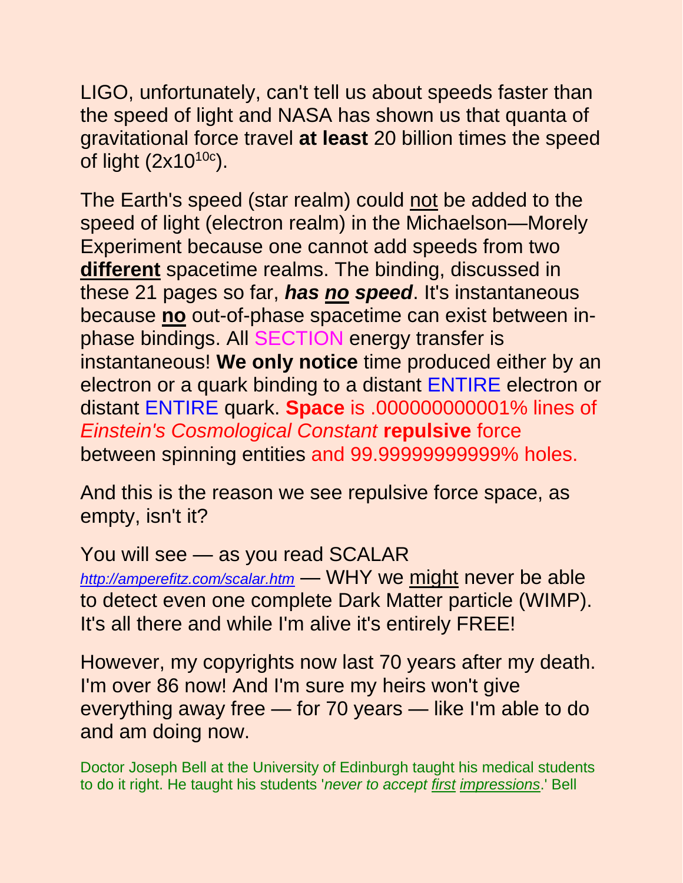LIGO, unfortunately, can't tell us about speeds faster than the speed of light and NASA has shown us that quanta of gravitational force travel **at least** 20 billion times the speed of light ($2x10^{10c}$).

The Earth's speed (star realm) could not be added to the speed of light (electron realm) in the Michaelson—Morely Experiment because one cannot add speeds from two **different** spacetime realms. The binding, discussed in these 21 pages so far, ***has no speed***. It's instantaneous because **no** out-of-phase spacetime can exist between in-phase bindings. All SECTION energy transfer is instantaneous! **We only notice** time produced either by an electron or a quark binding to a distant ENTIRE electron or distant ENTIRE quark. **Space** is .000000000001% lines of *Einstein's Cosmological Constant* **repulsive** force between spinning entities and 99.99999999999% holes.

And this is the reason we see repulsive force space, as empty, isn't it?

You will see — as you read SCALAR *http://amperefitz.com/scalar.htm* — WHY we might never be able to detect even one complete Dark Matter particle (WIMP). It's all there and while I'm alive it's entirely FREE!

However, my copyrights now last 70 years after my death. I'm over 86 now! And I'm sure my heirs won't give everything away free — for 70 years — like I'm able to do and am doing now.

Doctor Joseph Bell at the University of Edinburgh taught his medical students to do it right. He taught his students '*never to accept first impressions*.' Bell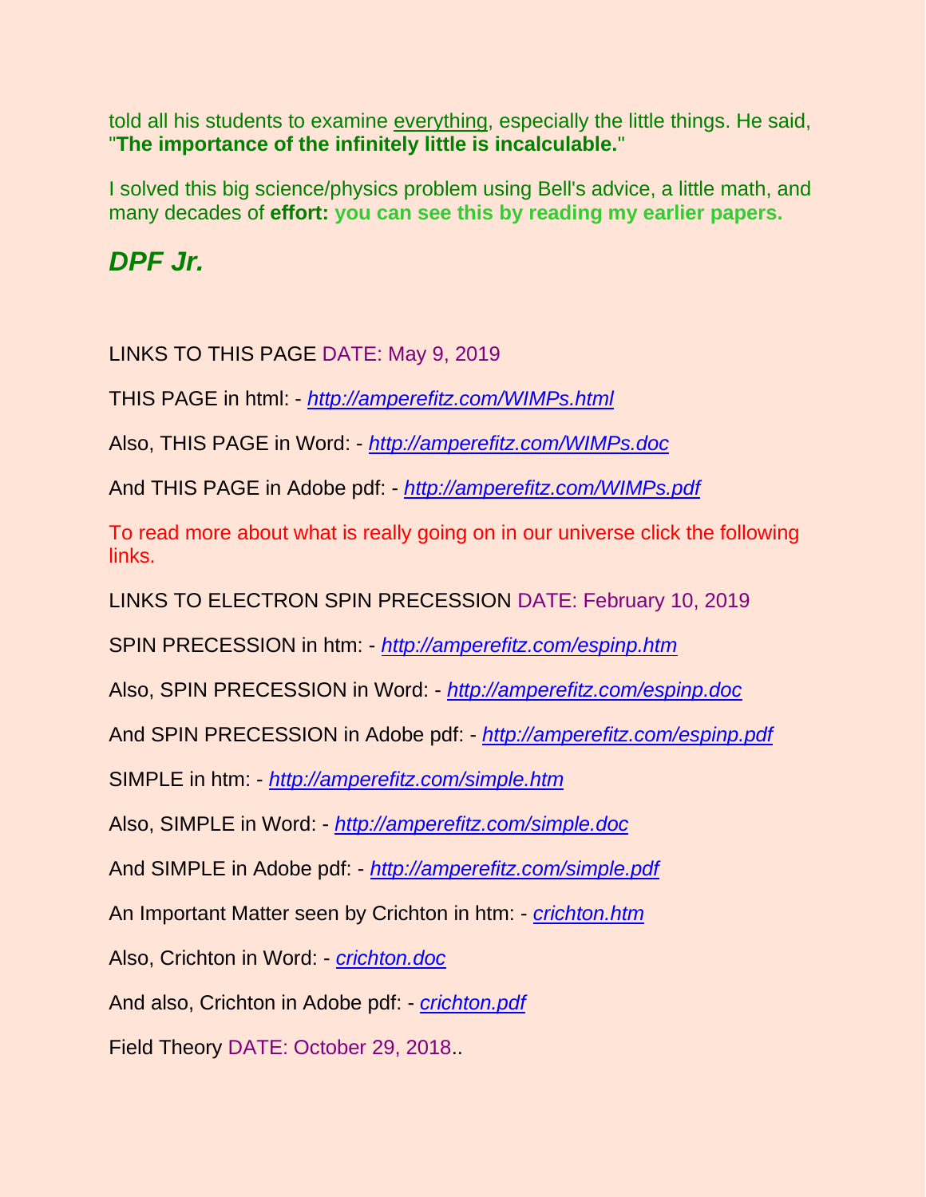told all his students to examine everything, especially the little things. He said, "**The importance of the infinitely little is incalculable.**"

I solved this big science/physics problem using Bell's advice, a little math, and many decades of **effort: you can see this by reading my earlier papers.**

***DPF Jr.***

LINKS TO THIS PAGE DATE: May 9, 2019

THIS PAGE in html: - *http://amperefitz.com/WIMPs.html*

Also, THIS PAGE in Word: - *http://amperefitz.com/WIMPs.doc*

And THIS PAGE in Adobe pdf: - *http://amperefitz.com/WIMPs.pdf*

To read more about what is really going on in our universe click the following links.

LINKS TO ELECTRON SPIN PRECESSION DATE: February 10, 2019

SPIN PRECESSION in htm: - *http://amperefitz.com/espinp.htm*

Also, SPIN PRECESSION in Word: - *http://amperefitz.com/espinp.doc*

And SPIN PRECESSION in Adobe pdf: - *http://amperefitz.com/espinp.pdf*

SIMPLE in htm: - *http://amperefitz.com/simple.htm*

Also, SIMPLE in Word: - *http://amperefitz.com/simple.doc*

And SIMPLE in Adobe pdf: - *http://amperefitz.com/simple.pdf*

An Important Matter seen by Crichton in htm: - *crichton.htm*

Also, Crichton in Word: - *crichton.doc*

And also, Crichton in Adobe pdf: - *crichton.pdf*

Field Theory DATE: October 29, 2018..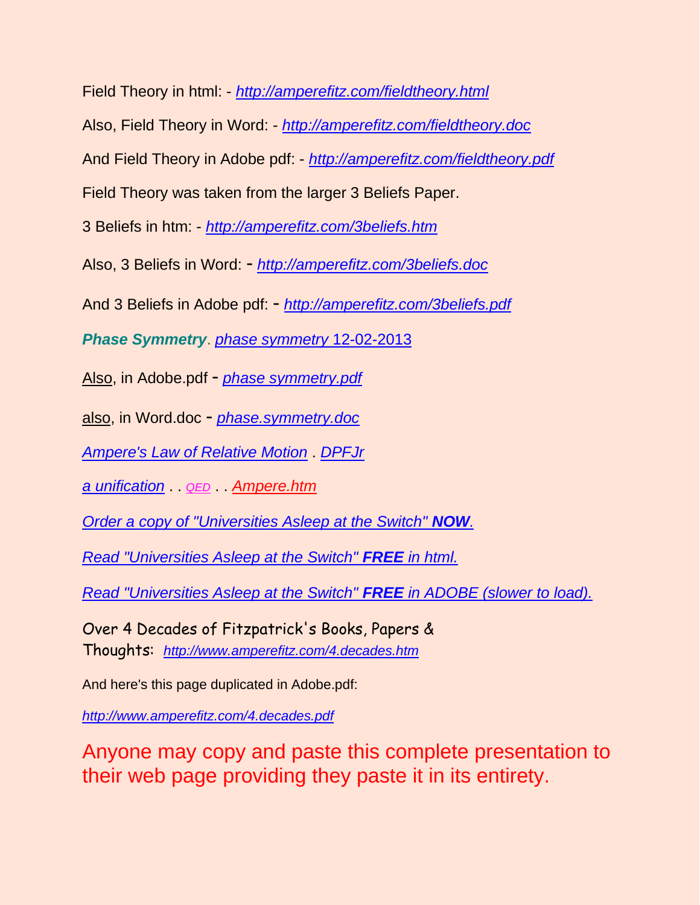Field Theory in html: - *http://amperefitz.com/fieldtheory.html*

Also, Field Theory in Word: - *http://amperefitz.com/fieldtheory.doc*

And Field Theory in Adobe pdf: - *http://amperefitz.com/fieldtheory.pdf*

Field Theory was taken from the larger 3 Beliefs Paper.

3 Beliefs in htm: - *http://amperefitz.com/3beliefs.htm*

Also, 3 Beliefs in Word: - *http://amperefitz.com/3beliefs.doc*

And 3 Beliefs in Adobe pdf: - *http://amperefitz.com/3beliefs.pdf*

***Phase Symmetry***. *phase symmetry* 12-02-2013

Also, in Adobe.pdf - *phase symmetry.pdf*

also, in Word.doc - *phase.symmetry.doc*

*Ampere's Law of Relative Motion* . *DPFJr*

*a unification* . . *QED* . . *Ampere.htm*

*Order a copy of "Universities Asleep at the Switch" **NOW**.*

*Read "Universities Asleep at the Switch" **FREE** in html.*

*Read "Universities Asleep at the Switch" **FREE** in ADOBE (slower to load).*

Over 4 Decades of Fitzpatrick's Books, Papers & Thoughts: *http://www.amperefitz.com/4.decades.htm*

And here's this page duplicated in Adobe.pdf:

*http://www.amperefitz.com/4.decades.pdf*

Anyone may copy and paste this complete presentation to their web page providing they paste it in its entirety.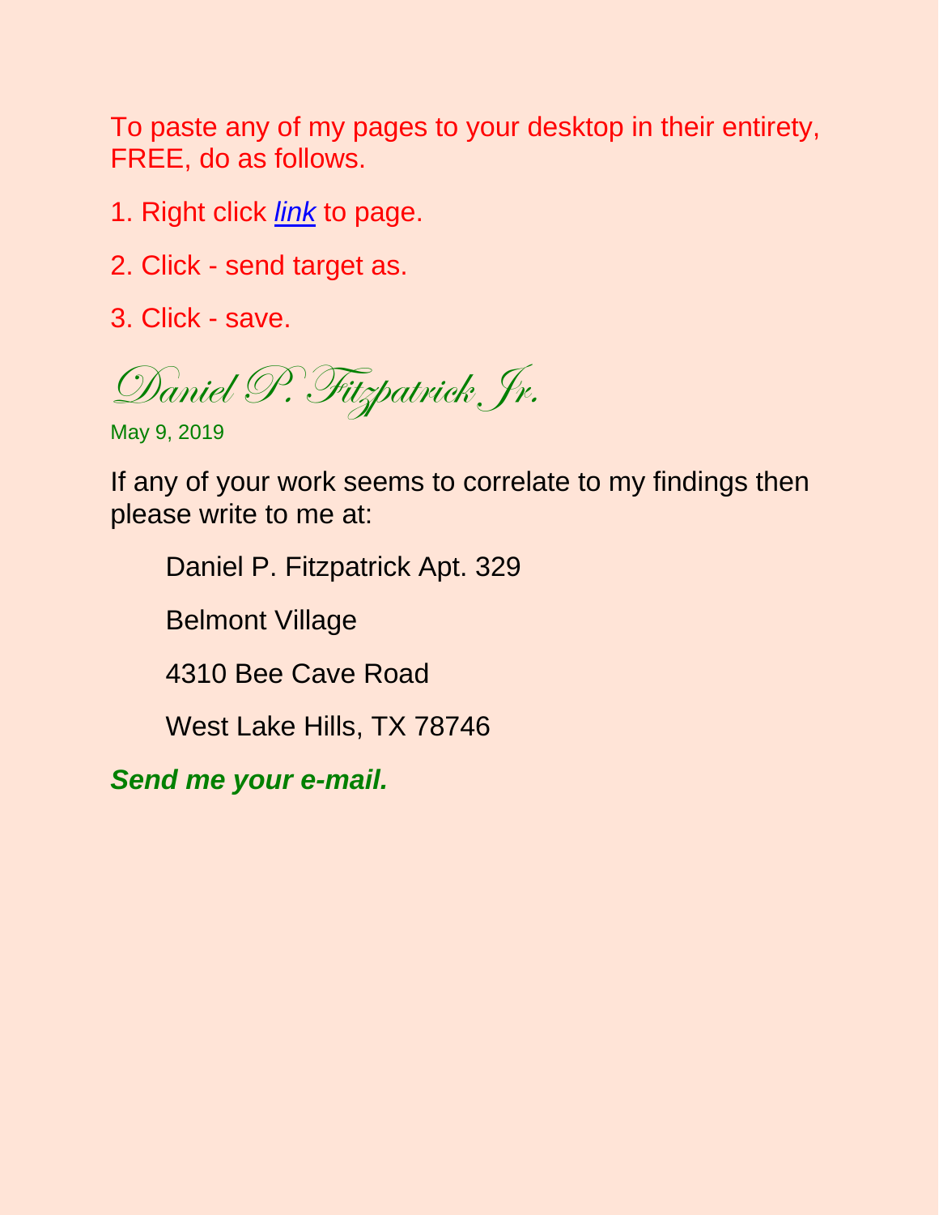To paste any of my pages to your desktop in their entirety, FREE, do as follows.

1. Right click *link* to page.

2. Click - send target as.

3. Click - save.

*Daniel P. Fitzpatrick Jr.*

May 9, 2019

If any of your work seems to correlate to my findings then please write to me at:

Daniel P. Fitzpatrick Apt. 329

Belmont Village

4310 Bee Cave Road

West Lake Hills, TX 78746

***Send me your e-mail.***